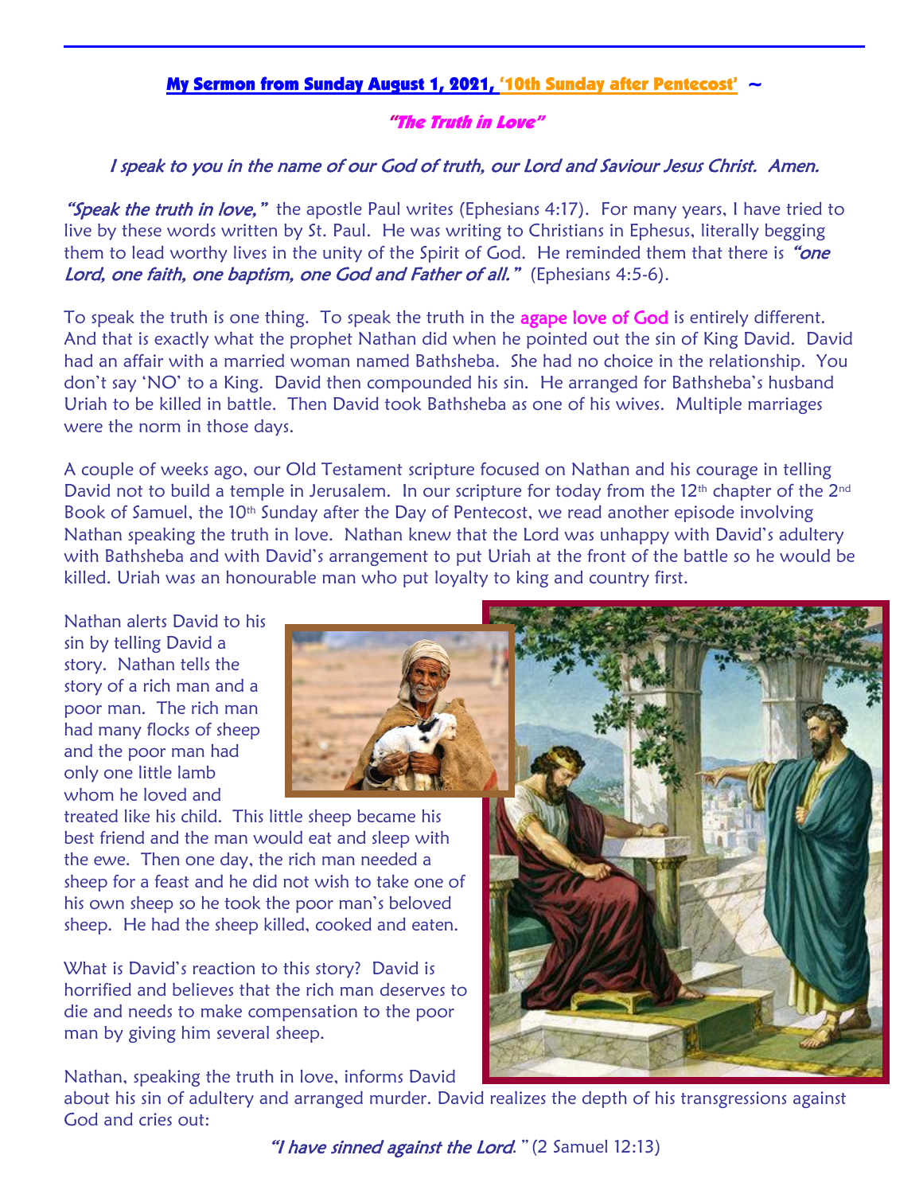## My Sermon from Sunday August 1, 2021, '10th Sunday after Pentecost' ~

### *"The Truth in Love"*

*I speak to you in the name of our God of truth, our Lord and Saviour Jesus Christ. Amen.*

*"Speak the truth in love,"* the apostle Paul writes (Ephesians 4:17). For many years, I have tried to live by these words written by St. Paul. He was writing to Christians in Ephesus, literally begging them to lead worthy lives in the unity of the Spirit of God. He reminded them that there is *"one Lord, one faith, one baptism, one God and Father of all."* (Ephesians 4:5-6).

To speak the truth is one thing. To speak the truth in the agape love of God is entirely different. And that is exactly what the prophet Nathan did when he pointed out the sin of King David. David had an affair with a married woman named Bathsheba. She had no choice in the relationship. You don't say 'NO' to a King. David then compounded his sin. He arranged for Bathsheba's husband Uriah to be killed in battle. Then David took Bathsheba as one of his wives. Multiple marriages were the norm in those days.

A couple of weeks ago, our Old Testament scripture focused on Nathan and his courage in telling David not to build a temple in Jerusalem. In our scripture for today from the 12th chapter of the 2nd Book of Samuel, the 10th Sunday after the Day of Pentecost, we read another episode involving Nathan speaking the truth in love. Nathan knew that the Lord was unhappy with David's adultery with Bathsheba and with David's arrangement to put Uriah at the front of the battle so he would be killed. Uriah was an honourable man who put loyalty to king and country first.

Nathan alerts David to his sin by telling David a story. Nathan tells the story of a rich man and a poor man. The rich man had many flocks of sheep and the poor man had only one little lamb whom he loved and treated like his child. This little sheep became his best friend and the man would eat and sleep with the ewe. Then one day, the rich man needed a sheep for a feast and he did not wish to take one of his own sheep so he took the poor man's beloved sheep. He had the sheep killed, cooked and eaten.

What is David's reaction to this story? David is horrified and believes that the rich man deserves to die and needs to make compensation to the poor man by giving him several sheep.

Nathan, speaking the truth in love, informs David about his sin of adultery and arranged murder. David realizes the depth of his transgressions against God and cries out:

*"I have sinned against the Lord."* (2 Samuel 12:13)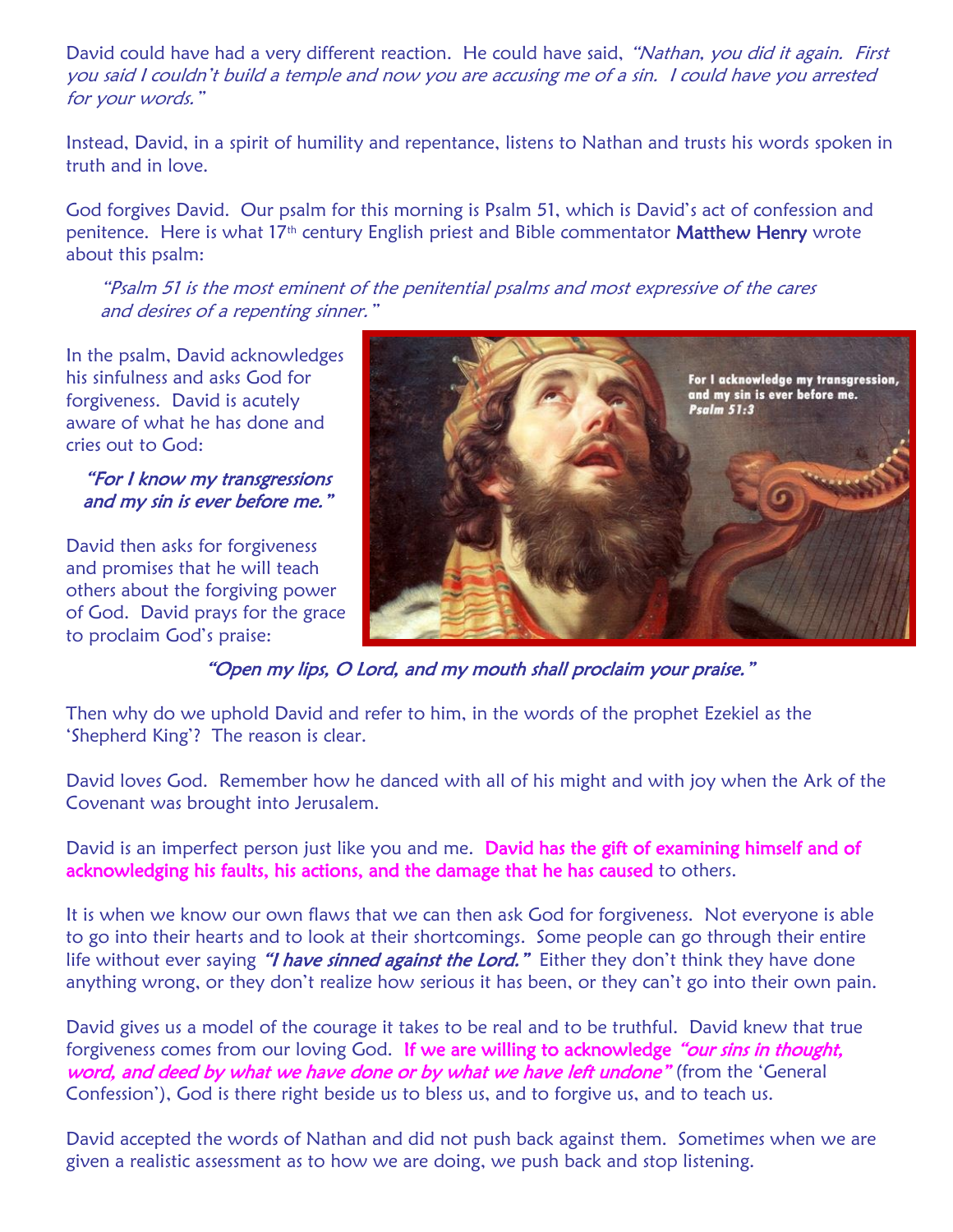David could have had a very different reaction. He could have said, *"Nathan, you did it again. First you said I couldn't build a temple and now you are accusing me of a sin. I could have you arrested for your words."*

Instead, David, in a spirit of humility and repentance, listens to Nathan and trusts his words spoken in truth and in love.

God forgives David. Our psalm for this morning is Psalm 51, which is David's act of confession and penitence. Here is what 17th century English priest and Bible commentator Matthew Henry wrote about this psalm:

> *"Psalm 51 is the most eminent of the penitential psalms and most expressive of the cares and desires of a repenting sinner."*

In the psalm, David acknowledges his sinfulness and asks God for forgiveness. David is acutely aware of what he has done and cries out to God:

> *"For I know my transgressions and my sin is ever before me."*

David then asks for forgiveness and promises that he will teach others about the forgiving power of God. David prays for the grace to proclaim God's praise:

> *"Open my lips, O Lord, and my mouth shall proclaim your praise."*

Then why do we uphold David and refer to him, in the words of the prophet Ezekiel as the 'Shepherd King'? The reason is clear.

David loves God. Remember how he danced with all of his might and with joy when the Ark of the Covenant was brought into Jerusalem.

David is an imperfect person just like you and me. **David has the gift of examining himself and of acknowledging his faults, his actions, and the damage that he has caused** to others.

It is when we know our own flaws that we can then ask God for forgiveness. Not everyone is able to go into their hearts and to look at their shortcomings. Some people can go through their entire life without ever saying ***"I have sinned against the Lord."*** Either they don't think they have done anything wrong, or they don't realize how serious it has been, or they can't go into their own pain.

David gives us a model of the courage it takes to be real and to be truthful. David knew that true forgiveness comes from our loving God. **If we are willing to acknowledge *"our sins in thought, word, and deed by what we have done or by what we have left undone"*** (from the 'General Confession'), God is there right beside us to bless us, and to forgive us, and to teach us.

David accepted the words of Nathan and did not push back against them. Sometimes when we are given a realistic assessment as to how we are doing, we push back and stop listening.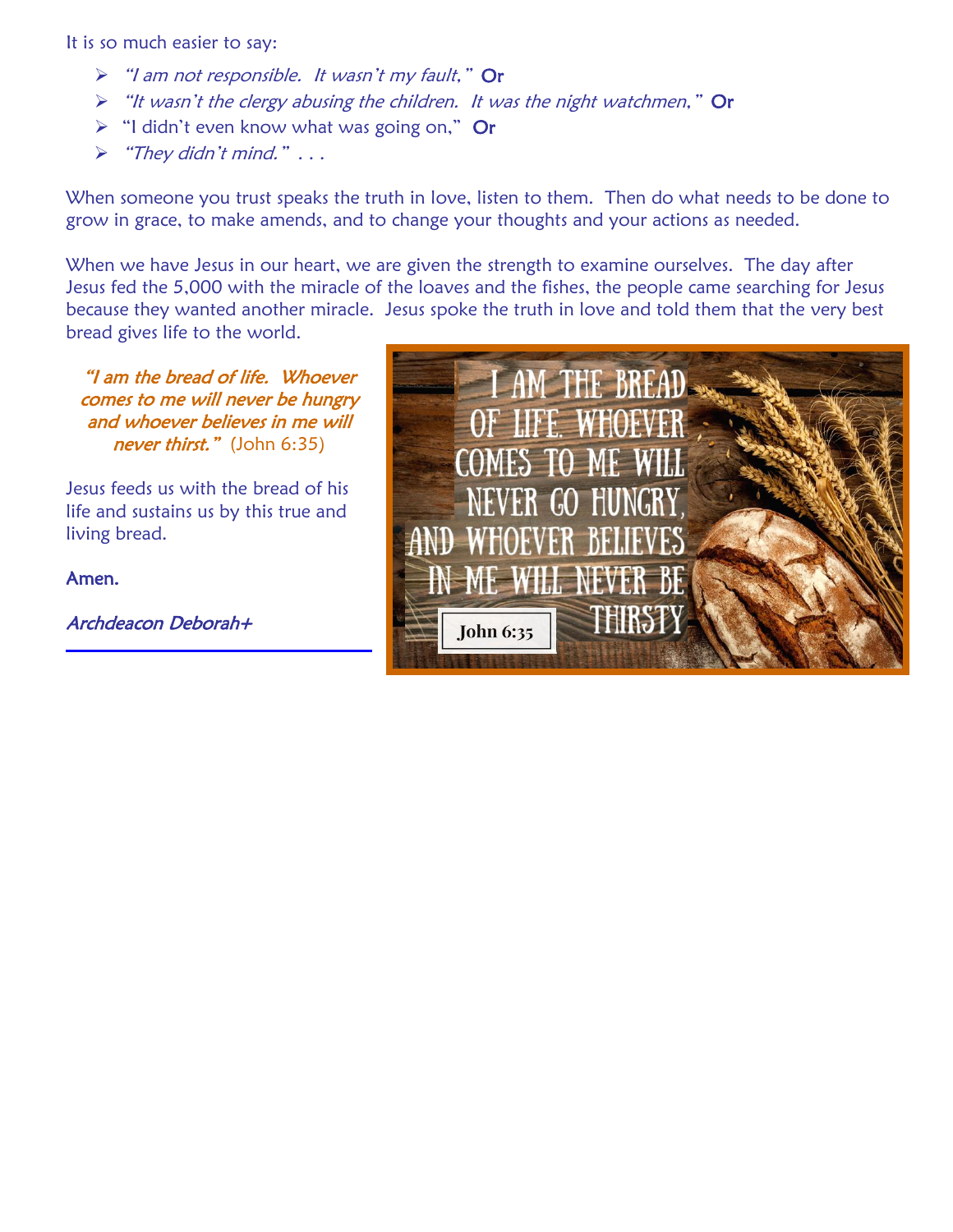It is so much easier to say:

- *"I am not responsible. It wasn't my fault,"* Or
- *"It wasn't the clergy abusing the children. It was the night watchmen,"* Or
- "I didn't even know what was going on," Or
- *"They didn't mind."* . . .

When someone you trust speaks the truth in love, listen to them. Then do what needs to be done to grow in grace, to make amends, and to change your thoughts and your actions as needed.

When we have Jesus in our heart, we are given the strength to examine ourselves. The day after Jesus fed the 5,000 with the miracle of the loaves and the fishes, the people came searching for Jesus because they wanted another miracle. Jesus spoke the truth in love and told them that the very best bread gives life to the world.

*"I am the bread of life. Whoever comes to me will never be hungry and whoever believes in me will never thirst."* (John 6:35)

Jesus feeds us with the bread of his life and sustains us by this true and living bread.

Amen.

*Archdeacon Deborah+*